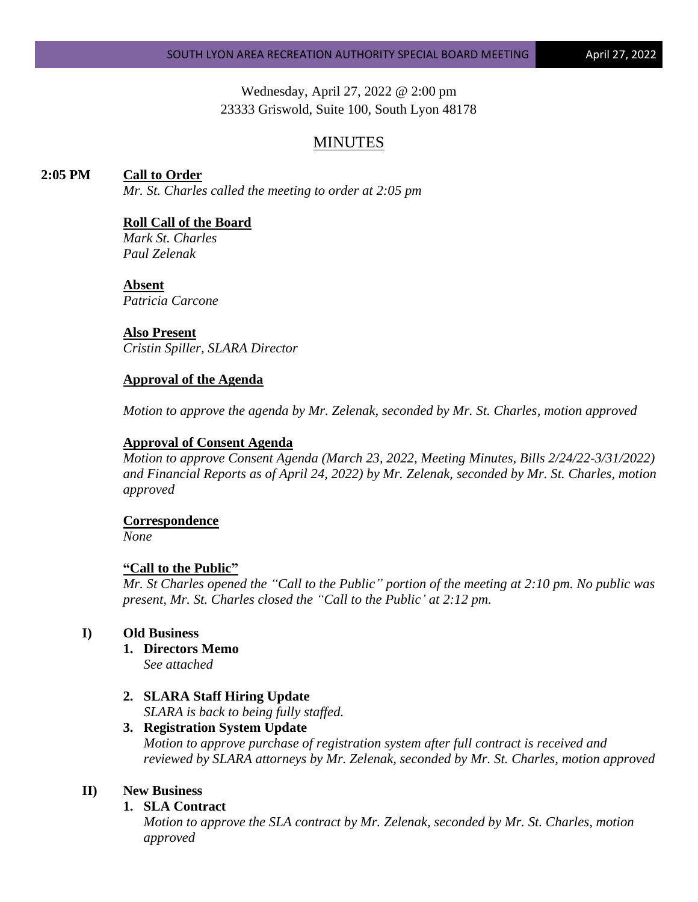Wednesday, April 27, 2022 @ 2:00 pm
23333 Griswold, Suite 100, South Lyon 48178

# MINUTES

**2:05 PM** **Call to Order**

*Mr. St. Charles called the meeting to order at 2:05 pm*

**Roll Call of the Board**

*Mark St. Charles*
*Paul Zelenak*

**Absent**

*Patricia Carcone*

**Also Present**

*Cristin Spiller, SLARA Director*

**Approval of the Agenda**

*Motion to approve the agenda by Mr. Zelenak, seconded by Mr. St. Charles, motion approved*

**Approval of Consent Agenda**

*Motion to approve Consent Agenda (March 23, 2022, Meeting Minutes, Bills 2/24/22-3/31/2022) and Financial Reports as of April 24, 2022) by Mr. Zelenak, seconded by Mr. St. Charles, motion approved*

**Correspondence**

*None*

**"Call to the Public"**

*Mr. St Charles opened the "Call to the Public" portion of the meeting at 2:10 pm. No public was present, Mr. St. Charles closed the "Call to the Public' at 2:12 pm.*

## I) Old Business

1. **Directors Memo**
   *See attached*

2. **SLARA Staff Hiring Update**
   *SLARA is back to being fully staffed.*

3. **Registration System Update**
   *Motion to approve purchase of registration system after full contract is received and reviewed by SLARA attorneys by Mr. Zelenak, seconded by Mr. St. Charles, motion approved*

## II) New Business

1. **SLA Contract**
   *Motion to approve the SLA contract by Mr. Zelenak, seconded by Mr. St. Charles, motion approved*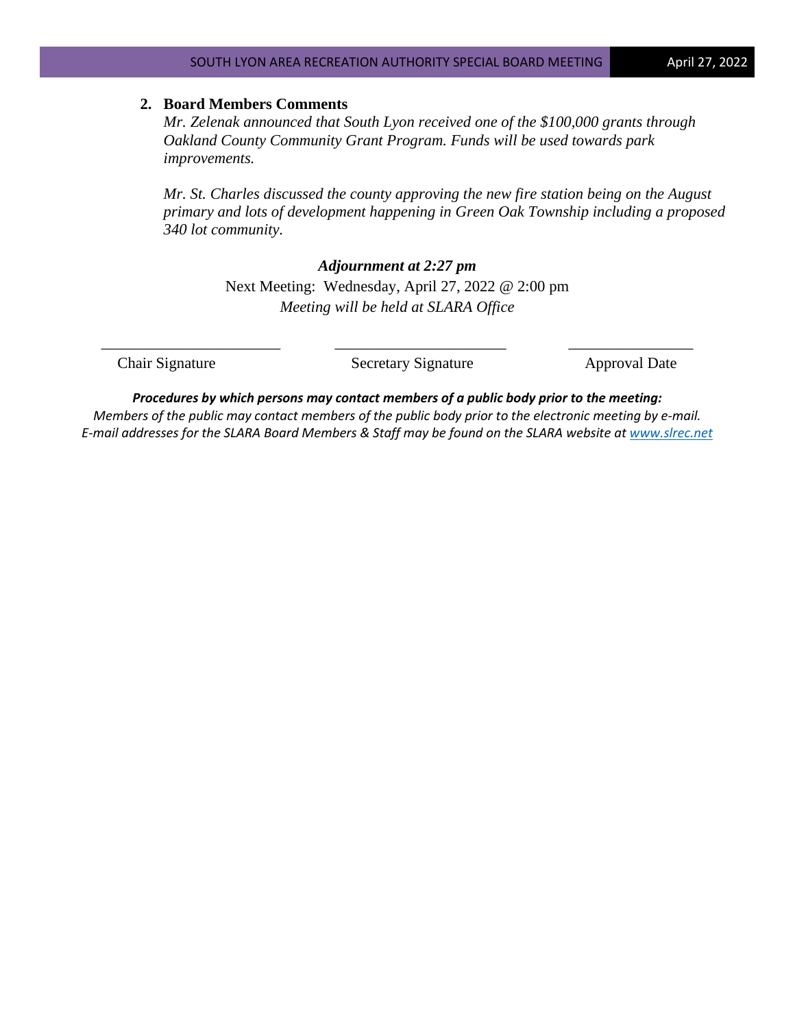2. **Board Members Comments**

   *Mr. Zelenak announced that South Lyon received one of the $100,000 grants through Oakland County Community Grant Program. Funds will be used towards park improvements.*

   *Mr. St. Charles discussed the county approving the new fire station being on the August primary and lots of development happening in Green Oak Township including a proposed 340 lot community.*

***Adjournment at 2:27 pm***

Next Meeting: Wednesday, April 27, 2022 @ 2:00 pm

*Meeting will be held at SLARA Office*

| | | |
|---|---|---|
| ______________________ | ______________________ | ________________ |
| Chair Signature | Secretary Signature | Approval Date |

***Procedures by which persons may contact members of a public body prior to the meeting:***

*Members of the public may contact members of the public body prior to the electronic meeting by e-mail. E-mail addresses for the SLARA Board Members & Staff may be found on the SLARA website at www.slrec.net*